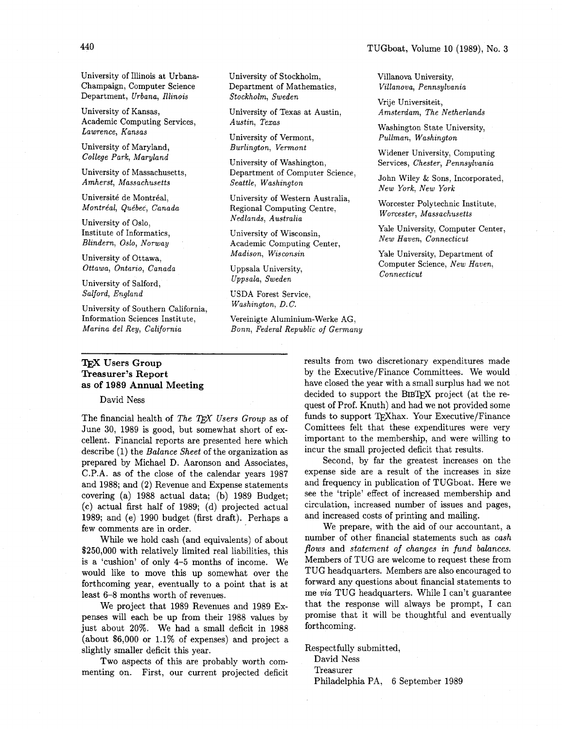University of Illinois at Urbana-Champaign, Computer Science Department, *Urbana, Illinois*

University of Kansas, Academic Computing Services, *Lawrence, Kansas*

University of Maryland, *College Park, Maryland*

University of Massachusetts, *Amherst, Massachusetts*

Université de Montréal, *Montréal, Québec, Canada*

University of Oslo, Institute of Informatics, *Blindern, Oslo, Norway*

University of Ottawa, *Ottawa, Ontario, Canada*

University of Salford, *Salford, England*

University of Southern California, Information Sciences Institute, *Marina del Rey, California*

University of Stockholm, Department of Mathematics, *Stockholm, Sweden*

University of Texas at Austin, *Austin, Texas*

University of Vermont, *Burlington, Vermont*

University of Washington, Department of Computer Science, *Seattle, Washington*

University of Western Australia, Regional Computing Centre, *Nedlands, Australia*

University of Wisconsin, Academic Computing Center, *Madison, Wisconsin*

Uppsala University, *Uppsala, Sweden*

USDA Forest Service, *Washington, D.C.*

Vereinigte Aluminium-Werke AG, *Bonn, Federal Republic of Germany*

Villanova University, *Villanova, Pennsylvania*

Vrije Universiteit, *Amsterdam, The Netherlands*

Washington State University, *Pullman, Washington*

Widener University, Computing Services, *Chester, Pennsylvania*

John Wiley & Sons, Incorporated, *New York, New York*

Worcester Polytechnic Institute, *Worcester, Massachusetts*

Yale University, Computer Center, *New Haven, Connecticut*

Yale University, Department of Computer Science, *New Haven, Connecticut*

## TeX Users Group Treasurer's Report as of 1989 Annual Meeting

David Ness

The financial health of *The TeX Users Group* as of June 30, 1989 is good, but somewhat short of excellent. Financial reports are presented here which describe (1) the *Balance Sheet* of the organization as prepared by Michael D. Aaronson and Associates, C.P.A. as of the close of the calendar years 1987 and 1988; and (2) Revenue and Expense statements covering (a) 1988 actual data; (b) 1989 Budget; (c) actual first half of 1989; (d) projected actual 1989; and (e) 1990 budget (first draft). Perhaps a few comments are in order.

While we hold cash (and equivalents) of about $250,000 with relatively limited real liabilities, this is a 'cushion' of only 4–5 months of income. We would like to move this up somewhat over the forthcoming year, eventually to a point that is at least 6–8 months worth of revenues.

We project that 1989 Revenues and 1989 Expenses will each be up from their 1988 values by just about 20%. We had a small deficit in 1988 (about $6,000 or 1.1% of expenses) and project a slightly smaller deficit this year.

Two aspects of this are probably worth commenting on. First, our current projected deficit results from two discretionary expenditures made by the Executive/Finance Committees. We would have closed the year with a small surplus had we not decided to support the BIBTeX project (at the request of Prof. Knuth) and had we not provided some funds to support TeXhax. Your Executive/Finance Comittees felt that these expenditures were very important to the membership, and were willing to incur the small projected deficit that results.

Second, by far the greatest increases on the expense side are a result of the increases in size and frequency in publication of TUGboat. Here we see the 'triple' effect of increased membership and circulation, increased number of issues and pages, and increased costs of printing and mailing.

We prepare, with the aid of our accountant, a number of other financial statements such as *cash flows* and *statement of changes in fund balances.* Members of TUG are welcome to request these from TUG headquarters. Members are also encouraged to forward any questions about financial statements to me *via* TUG headquarters. While I can't guarantee that the response will always be prompt, I can promise that it will be thoughtful and eventually forthcoming.

Respectfully submitted,
David Ness
Treasurer
Philadelphia PA, 6 September 1989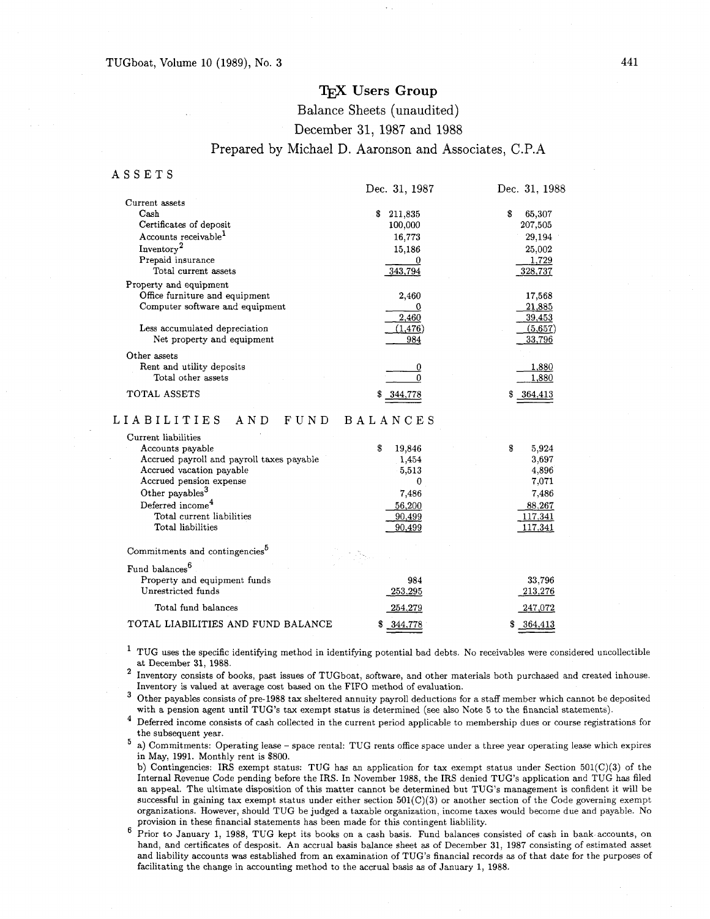# TEX Users Group

## Balance Sheets (unaudited)

## December 31, 1987 and 1988

## Prepared by Michael D. Aaronson and Associates, C.P.A

### ASSETS

| | Dec. 31, 1987 | Dec. 31, 1988 |
|---|---|---|
| **Current assets** | | |
| Cash | $ 211,835 | $ 65,307 |
| Certificates of deposit | 100,000 | 207,505 |
| Accounts receivable[1] | 16,773 | 29,194 |
| Inventory[2] | 15,186 | 25,002 |
| Prepaid insurance | 0 | 1,729 |
| Total current assets | 343,794 | 328,737 |
| **Property and equipment** | | |
| Office furniture and equipment | 2,460 | 17,568 |
| Computer software and equipment | 0 | 21,885 |
| | 2,460 | 39,453 |
| Less accumulated depreciation | (1,476) | (5,657) |
| Net property and equipment | 984 | 33,796 |
| **Other assets** | | |
| Rent and utility deposits | 0 | 1,880 |
| Total other assets | 0 | 1,880 |
| TOTAL ASSETS | $ 344,778 | $ 364,413 |

### LIABILITIES AND FUND BALANCES

| | Dec. 31, 1987 | Dec. 31, 1988 |
|---|---|---|
| **Current liabilities** | | |
| Accounts payable | $ 19,846 | $ 5,924 |
| Accrued payroll and payroll taxes payable | 1,454 | 3,697 |
| Accrued vacation payable | 5,513 | 4,896 |
| Accrued pension expense | 0 | 7,071 |
| Other payables[3] | 7,486 | 7,486 |
| Deferred income[4] | 56,200 | 88,267 |
| Total current liabilities | 90,499 | 117,341 |
| Total liabilities | 90,499 | 117,341 |
| Commitments and contingencies[5] | | |
| **Fund balances[6]** | | |
| Property and equipment funds | 984 | 33,796 |
| Unrestricted funds | 253,295 | 213,276 |
| Total fund balances | 254,279 | 247,072 |
| TOTAL LIABILITIES AND FUND BALANCE | $ 344,778 | $ 364,413 |

[1] TUG uses the specific identifying method in identifying potential bad debts. No receivables were considered uncollectible at December 31, 1988.

[2] Inventory consists of books, past issues of TUGboat, software, and other materials both purchased and created inhouse. Inventory is valued at average cost based on the FIFO method of evaluation.

[3] Other payables consists of pre-1988 tax sheltered annuity payroll deductions for a staff member which cannot be deposited with a pension agent until TUG's tax exempt status is determined (see also Note 5 to the financial statements).

[4] Deferred income consists of cash collected in the current period applicable to membership dues or course registrations for the subsequent year.

[5] a) Commitments: Operating lease – space rental: TUG rents office space under a three year operating lease which expires in May, 1991. Monthly rent is $800.

b) Contingencies: IRS exempt status: TUG has an application for tax exempt status under Section 501(C)(3) of the Internal Revenue Code pending before the IRS. In November 1988, the IRS denied TUG's application and TUG has filed an appeal. The ultimate disposition of this matter cannot be determined but TUG's management is confident it will be successful in gaining tax exempt status under either section 501(C)(3) or another section of the Code governing exempt organizations. However, should TUG be judged a taxable organization, income taxes would become due and payable. No provision in these financial statements has been made for this contingent liablility.

[6] Prior to January 1, 1988, TUG kept its books on a cash basis. Fund balances consisted of cash in bank accounts, on hand, and certificates of desposit. An accrual basis balance sheet as of December 31, 1987 consisting of estimated asset and liability accounts was established from an examination of TUG's financial records as of that date for the purposes of facilitating the change in accounting method to the accrual basis as of January 1, 1988.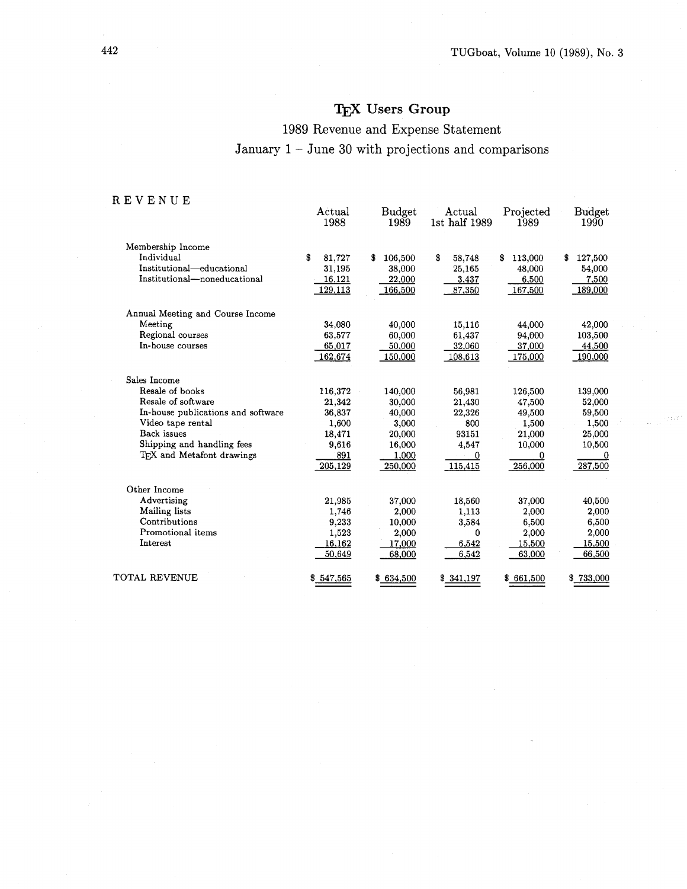# TEX Users Group

## 1989 Revenue and Expense Statement

### January 1 – June 30 with projections and comparisons

REVENUE

| | Actual 1988 | Budget 1989 | Actual 1st half 1989 | Projected 1989 | Budget 1990 |
|---|---|---|---|---|---|
| **Membership Income** | | | | | |
| Individual | $ 81,727 | $ 106,500 | $ 58,748 | $ 113,000 | $ 127,500 |
| Institutional—educational | 31,195 | 38,000 | 25,165 | 48,000 | 54,000 |
| Institutional—noneducational | 16,121 | 22,000 | 3,437 | 6,500 | 7,500 |
| | 129,113 | 166,500 | 87,350 | 167,500 | 189,000 |
| **Annual Meeting and Course Income** | | | | | |
| Meeting | 34,080 | 40,000 | 15,116 | 44,000 | 42,000 |
| Regional courses | 63,577 | 60,000 | 61,437 | 94,000 | 103,500 |
| In-house courses | 65,017 | 50,000 | 32,060 | 37,000 | 44,500 |
| | 162,674 | 150,000 | 108,613 | 175,000 | 190,000 |
| **Sales Income** | | | | | |
| Resale of books | 116,372 | 140,000 | 56,981 | 126,500 | 139,000 |
| Resale of software | 21,342 | 30,000 | 21,430 | 47,500 | 52,000 |
| In-house publications and software | 36,837 | 40,000 | 22,326 | 49,500 | 59,500 |
| Video tape rental | 1,600 | 3,000 | 800 | 1,500 | 1,500 |
| Back issues | 18,471 | 20,000 | 93151 | 21,000 | 25,000 |
| Shipping and handling fees | 9,616 | 16,000 | 4,547 | 10,000 | 10,500 |
| TEX and Metafont drawings | 891 | 1,000 | 0 | 0 | 0 |
| | 205,129 | 250,000 | 115,415 | 256,000 | 287,500 |
| **Other Income** | | | | | |
| Advertising | 21,985 | 37,000 | 18,560 | 37,000 | 40,500 |
| Mailing lists | 1,746 | 2,000 | 1,113 | 2,000 | 2,000 |
| Contributions | 9,233 | 10,000 | 3,584 | 6,500 | 6,500 |
| Promotional items | 1,523 | 2,000 | 0 | 2,000 | 2,000 |
| Interest | 16,162 | 17,000 | 6,542 | 15,500 | 15,500 |
| | 50,649 | 68,000 | 6,542 | 63,000 | 66,500 |
| **TOTAL REVENUE** | $ 547,565 | $ 634,500 | $ 341,197 | $ 661,500 | $ 733,000 |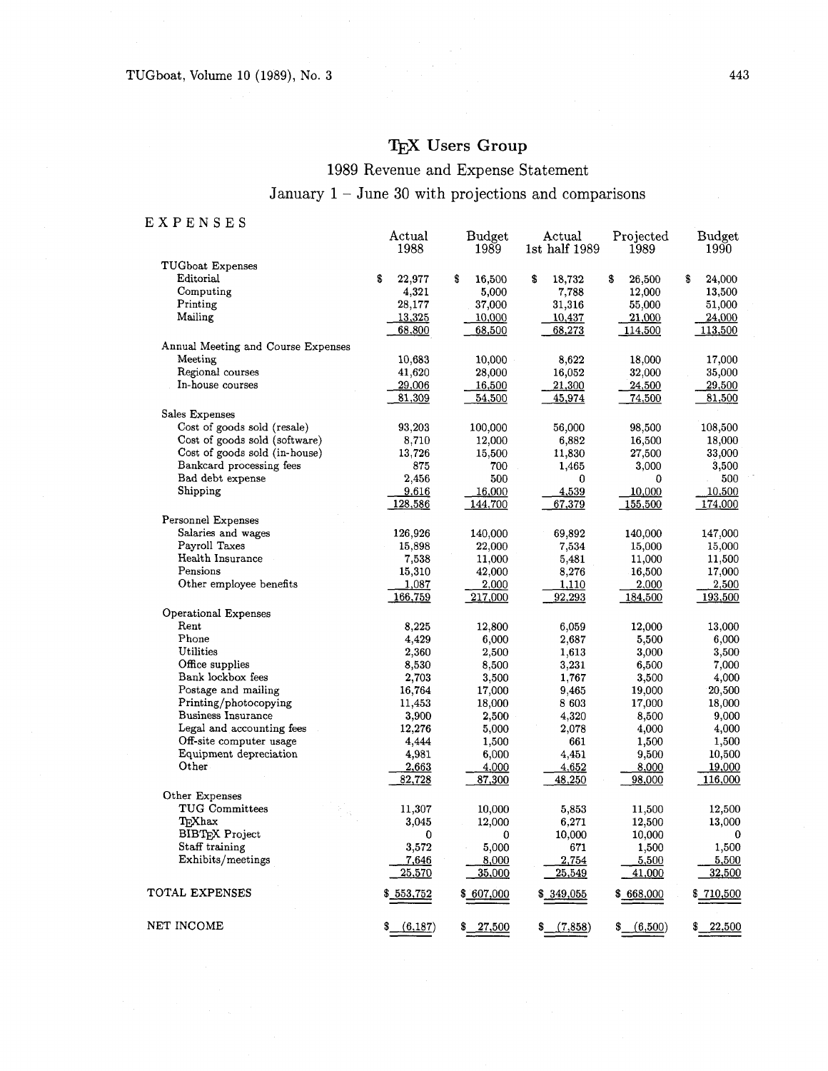# TeX Users Group

## 1989 Revenue and Expense Statement

### January 1 – June 30 with projections and comparisons

EXPENSES

| | Actual 1988 | Budget 1989 | Actual 1st half 1989 | Projected 1989 | Budget 1990 |
|---|---|---|---|---|---|
| **TUGboat Expenses** | | | | | |
| Editorial | $ 22,977 | $ 16,500 | $ 18,732 | $ 26,500 | $ 24,000 |
| Computing | 4,321 | 5,000 | 7,788 | 12,000 | 13,500 |
| Printing | 28,177 | 37,000 | 31,316 | 55,000 | 51,000 |
| Mailing | 13,325 | 10,000 | 10,437 | 21,000 | 24,000 |
| | 68,800 | 68,500 | 68,273 | 114,500 | 113,500 |
| **Annual Meeting and Course Expenses** | | | | | |
| Meeting | 10,683 | 10,000 | 8,622 | 18,000 | 17,000 |
| Regional courses | 41,620 | 28,000 | 16,052 | 32,000 | 35,000 |
| In-house courses | 29,006 | 16,500 | 21,300 | 24,500 | 29,500 |
| | 81,309 | 54,500 | 45,974 | 74,500 | 81,500 |
| **Sales Expenses** | | | | | |
| Cost of goods sold (resale) | 93,203 | 100,000 | 56,000 | 98,500 | 108,500 |
| Cost of goods sold (software) | 8,710 | 12,000 | 6,882 | 16,500 | 18,000 |
| Cost of goods sold (in-house) | 13,726 | 15,500 | 11,830 | 27,500 | 33,000 |
| Bankcard processing fees | 875 | 700 | 1,465 | 3,000 | 3,500 |
| Bad debt expense | 2,456 | 500 | 0 | 0 | 500 |
| Shipping | 9,616 | 16,000 | 4,539 | 10,000 | 10,500 |
| | 128,586 | 144,700 | 67,379 | 155,500 | 174,000 |
| **Personnel Expenses** | | | | | |
| Salaries and wages | 126,926 | 140,000 | 69,892 | 140,000 | 147,000 |
| Payroll Taxes | 15,898 | 22,000 | 7,534 | 15,000 | 15,000 |
| Health Insurance | 7,538 | 11,000 | 5,481 | 11,000 | 11,500 |
| Pensions | 15,310 | 42,000 | 8,276 | 16,500 | 17,000 |
| Other employee benefits | 1,087 | 2,000 | 1,110 | 2,000 | 2,500 |
| | 166,759 | 217,000 | 92,293 | 184,500 | 193,500 |
| **Operational Expenses** | | | | | |
| Rent | 8,225 | 12,800 | 6,059 | 12,000 | 13,000 |
| Phone | 4,429 | 6,000 | 2,687 | 5,500 | 6,000 |
| Utilities | 2,360 | 2,500 | 1,613 | 3,000 | 3,500 |
| Office supplies | 8,530 | 8,500 | 3,231 | 6,500 | 7,000 |
| Bank lockbox fees | 2,703 | 3,500 | 1,767 | 3,500 | 4,000 |
| Postage and mailing | 16,764 | 17,000 | 9,465 | 19,000 | 20,500 |
| Printing/photocopying | 11,453 | 18,000 | 8 603 | 17,000 | 18,000 |
| Business Insurance | 3,900 | 2,500 | 4,320 | 8,500 | 9,000 |
| Legal and accounting fees | 12,276 | 5,000 | 2,078 | 4,000 | 4,000 |
| Off-site computer usage | 4,444 | 1,500 | 661 | 1,500 | 1,500 |
| Equipment depreciation | 4,981 | 6,000 | 4,451 | 9,500 | 10,500 |
| Other | 2,663 | 4,000 | 4,652 | 8,000 | 19,000 |
| | 82,728 | 87,300 | 48,250 | 98,000 | 116,000 |
| **Other Expenses** | | | | | |
| TUG Committees | 11,307 | 10,000 | 5,853 | 11,500 | 12,500 |
| TeXhax | 3,045 | 12,000 | 6,271 | 12,500 | 13,000 |
| BIBTeX Project | 0 | 0 | 10,000 | 10,000 | 0 |
| Staff training | 3,572 | 5,000 | 671 | 1,500 | 1,500 |
| Exhibits/meetings | 7,646 | 8,000 | 2,754 | 5,500 | 5,500 |
| | 25,570 | 35,000 | 25,549 | 41,000 | 32,500 |
| **TOTAL EXPENSES** | $ 553,752 | $ 607,000 | $ 349,055 | $ 668,000 | $ 710,500 |
| **NET INCOME** | $ (6,187) | $ 27,500 | $ (7,858) | $ (6,500) | $ 22,500 |